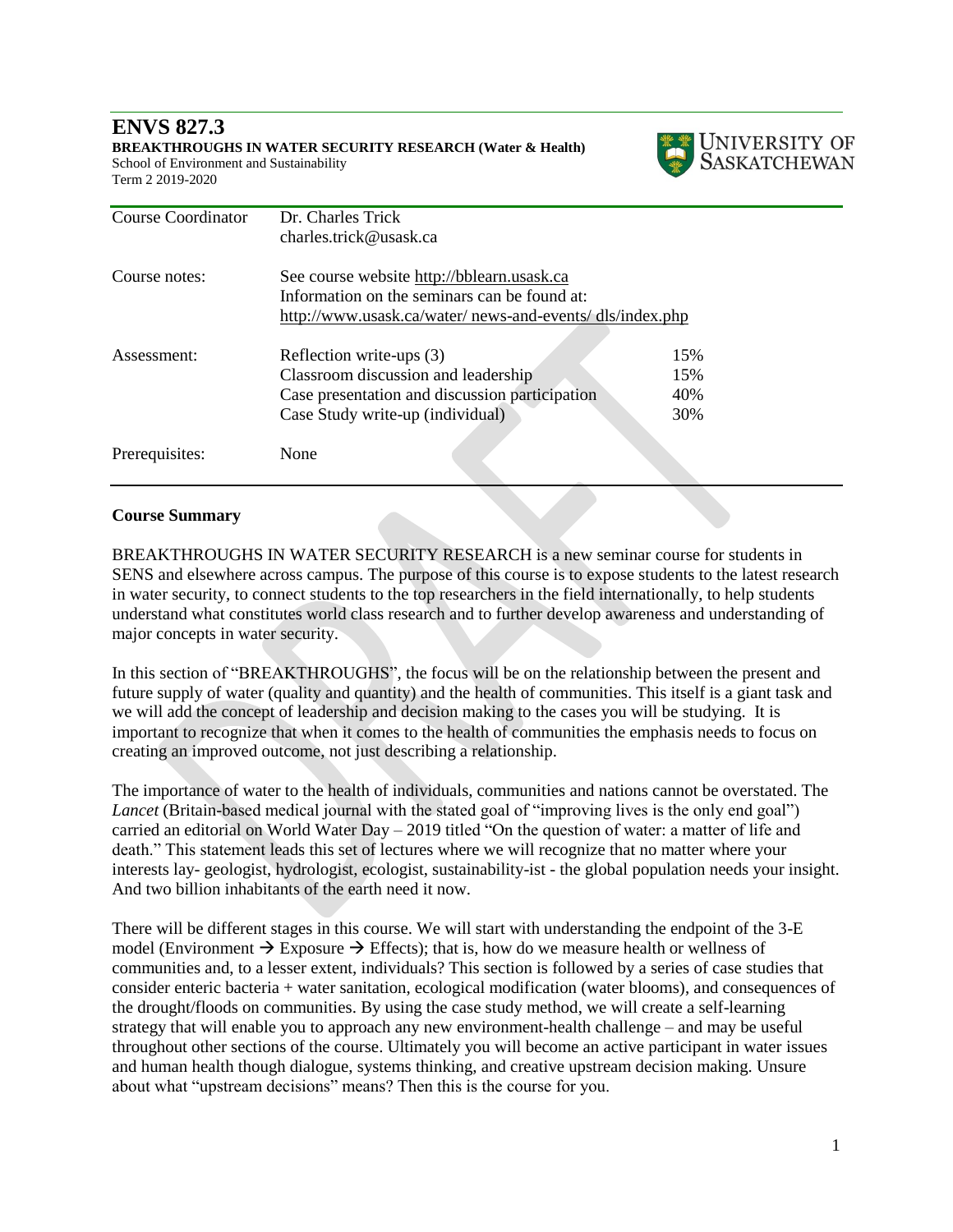# ENVS 827.3

**BREAKTHROUGHS IN WATER SECURITY RESEARCH (Water & Health)**
School of Environment and Sustainability
Term 2 2019-2020

| | | |
|---|---|---|
| Course Coordinator | Dr. Charles Trick<br>charles.trick@usask.ca | |
| Course notes: | See course website http://bblearn.usask.ca<br>Information on the seminars can be found at:<br>http://www.usask.ca/water/ news-and-events/ dls/index.php | |
| Assessment: | Reflection write-ups (3) | 15% |
| | Classroom discussion and leadership | 15% |
| | Case presentation and discussion participation | 40% |
| | Case Study write-up (individual) | 30% |
| Prerequisites: | None | |

**Course Summary**

BREAKTHROUGHS IN WATER SECURITY RESEARCH is a new seminar course for students in SENS and elsewhere across campus. The purpose of this course is to expose students to the latest research in water security, to connect students to the top researchers in the field internationally, to help students understand what constitutes world class research and to further develop awareness and understanding of major concepts in water security.

In this section of "BREAKTHROUGHS", the focus will be on the relationship between the present and future supply of water (quality and quantity) and the health of communities. This itself is a giant task and we will add the concept of leadership and decision making to the cases you will be studying. It is important to recognize that when it comes to the health of communities the emphasis needs to focus on creating an improved outcome, not just describing a relationship.

The importance of water to the health of individuals, communities and nations cannot be overstated. The *Lancet* (Britain-based medical journal with the stated goal of "improving lives is the only end goal") carried an editorial on World Water Day – 2019 titled "On the question of water: a matter of life and death." This statement leads this set of lectures where we will recognize that no matter where your interests lay- geologist, hydrologist, ecologist, sustainability-ist - the global population needs your insight. And two billion inhabitants of the earth need it now.

There will be different stages in this course. We will start with understanding the endpoint of the 3-E model (Environment → Exposure → Effects); that is, how do we measure health or wellness of communities and, to a lesser extent, individuals? This section is followed by a series of case studies that consider enteric bacteria + water sanitation, ecological modification (water blooms), and consequences of the drought/floods on communities. By using the case study method, we will create a self-learning strategy that will enable you to approach any new environment-health challenge – and may be useful throughout other sections of the course. Ultimately you will become an active participant in water issues and human health though dialogue, systems thinking, and creative upstream decision making. Unsure about what "upstream decisions" means? Then this is the course for you.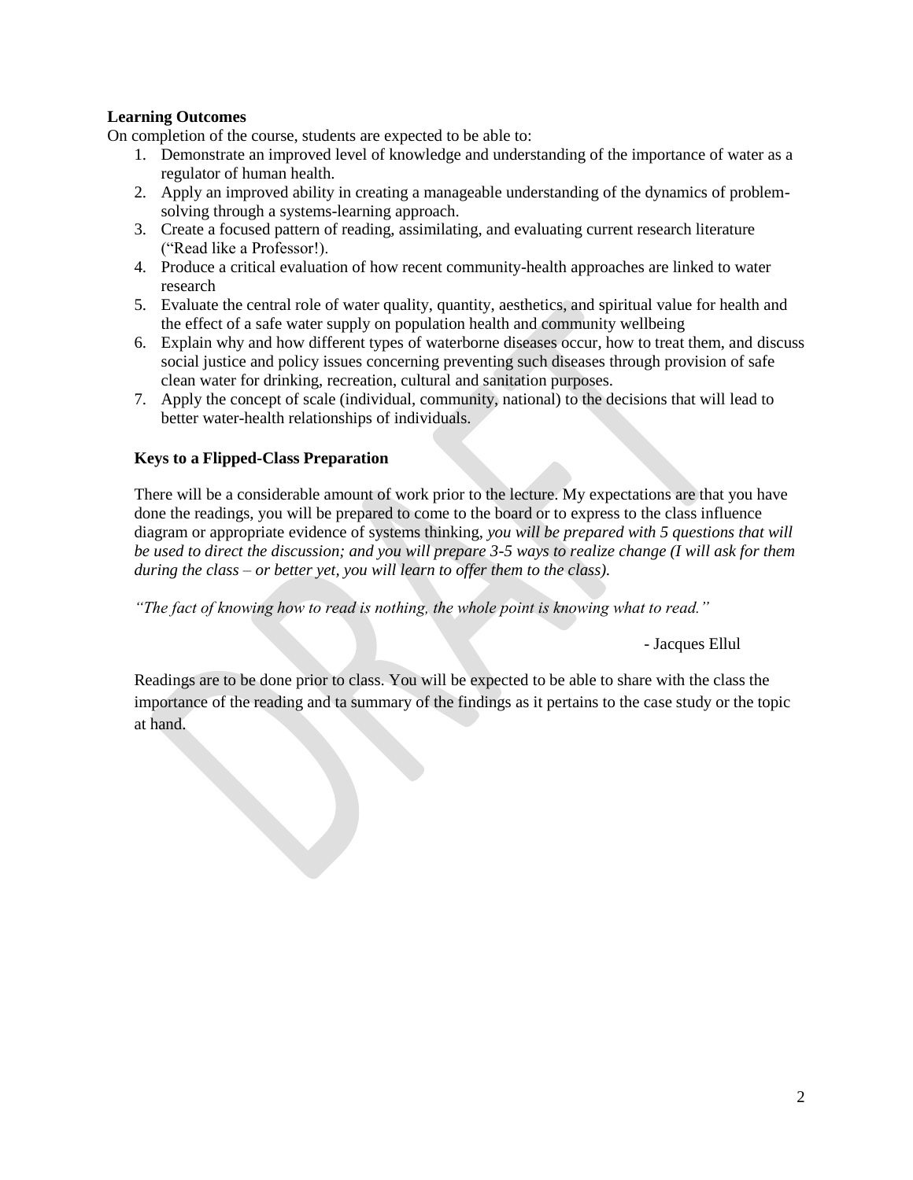**Learning Outcomes**

On completion of the course, students are expected to be able to:

1. Demonstrate an improved level of knowledge and understanding of the importance of water as a regulator of human health.
2. Apply an improved ability in creating a manageable understanding of the dynamics of problem-solving through a systems-learning approach.
3. Create a focused pattern of reading, assimilating, and evaluating current research literature ("Read like a Professor!).
4. Produce a critical evaluation of how recent community-health approaches are linked to water research
5. Evaluate the central role of water quality, quantity, aesthetics, and spiritual value for health and the effect of a safe water supply on population health and community wellbeing
6. Explain why and how different types of waterborne diseases occur, how to treat them, and discuss social justice and policy issues concerning preventing such diseases through provision of safe clean water for drinking, recreation, cultural and sanitation purposes.
7. Apply the concept of scale (individual, community, national) to the decisions that will lead to better water-health relationships of individuals.

**Keys to a Flipped-Class Preparation**

There will be a considerable amount of work prior to the lecture. My expectations are that you have done the readings, you will be prepared to come to the board or to express to the class influence diagram or appropriate evidence of systems thinking, *you will be prepared with 5 questions that will be used to direct the discussion; and you will prepare 3-5 ways to realize change (I will ask for them during the class – or better yet, you will learn to offer them to the class).*

*"The fact of knowing how to read is nothing, the whole point is knowing what to read."*

- Jacques Ellul

Readings are to be done prior to class. You will be expected to be able to share with the class the importance of the reading and ta summary of the findings as it pertains to the case study or the topic at hand.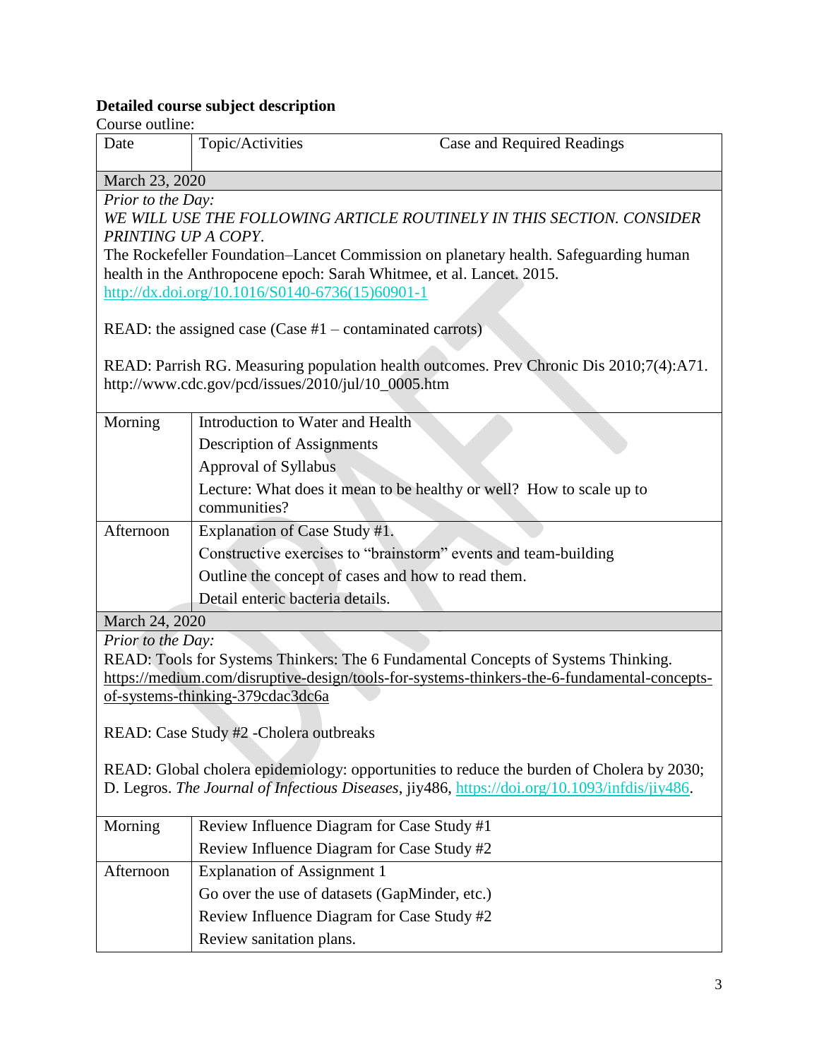**Detailed course subject description**

Course outline:

| Date | Topic/Activities | Case and Required Readings |
|---|---|---|
| March 23, 2020 | | |
| *Prior to the Day:* *WE WILL USE THE FOLLOWING ARTICLE ROUTINELY IN THIS SECTION. CONSIDER PRINTING UP A COPY.* The Rockefeller Foundation–Lancet Commission on planetary health. Safeguarding human health in the Anthropocene epoch: Sarah Whitmee, et al. Lancet. 2015. http://dx.doi.org/10.1016/S0140-6736(15)60901-1 <br><br> READ: the assigned case (Case #1 – contaminated carrots) <br><br> READ: Parrish RG. Measuring population health outcomes. Prev Chronic Dis 2010;7(4):A71. http://www.cdc.gov/pcd/issues/2010/jul/10_0005.htm | | |
| Morning | Introduction to Water and Health <br> Description of Assignments <br> Approval of Syllabus <br> Lecture: What does it mean to be healthy or well? How to scale up to communities? | |
| Afternoon | Explanation of Case Study #1. <br> Constructive exercises to "brainstorm" events and team-building <br> Outline the concept of cases and how to read them. <br> Detail enteric bacteria details. | |
| March 24, 2020 | | |
| *Prior to the Day:* READ: Tools for Systems Thinkers: The 6 Fundamental Concepts of Systems Thinking. https://medium.com/disruptive-design/tools-for-systems-thinkers-the-6-fundamental-concepts-of-systems-thinking-379cdac3dc6a <br><br> READ: Case Study #2 -Cholera outbreaks <br><br> READ: Global cholera epidemiology: opportunities to reduce the burden of Cholera by 2030; D. Legros. *The Journal of Infectious Diseases*, jiy486, https://doi.org/10.1093/infdis/jiy486. | | |
| Morning | Review Influence Diagram for Case Study #1 <br> Review Influence Diagram for Case Study #2 | |
| Afternoon | Explanation of Assignment 1 <br> Go over the use of datasets (GapMinder, etc.) <br> Review Influence Diagram for Case Study #2 <br> Review sanitation plans. | |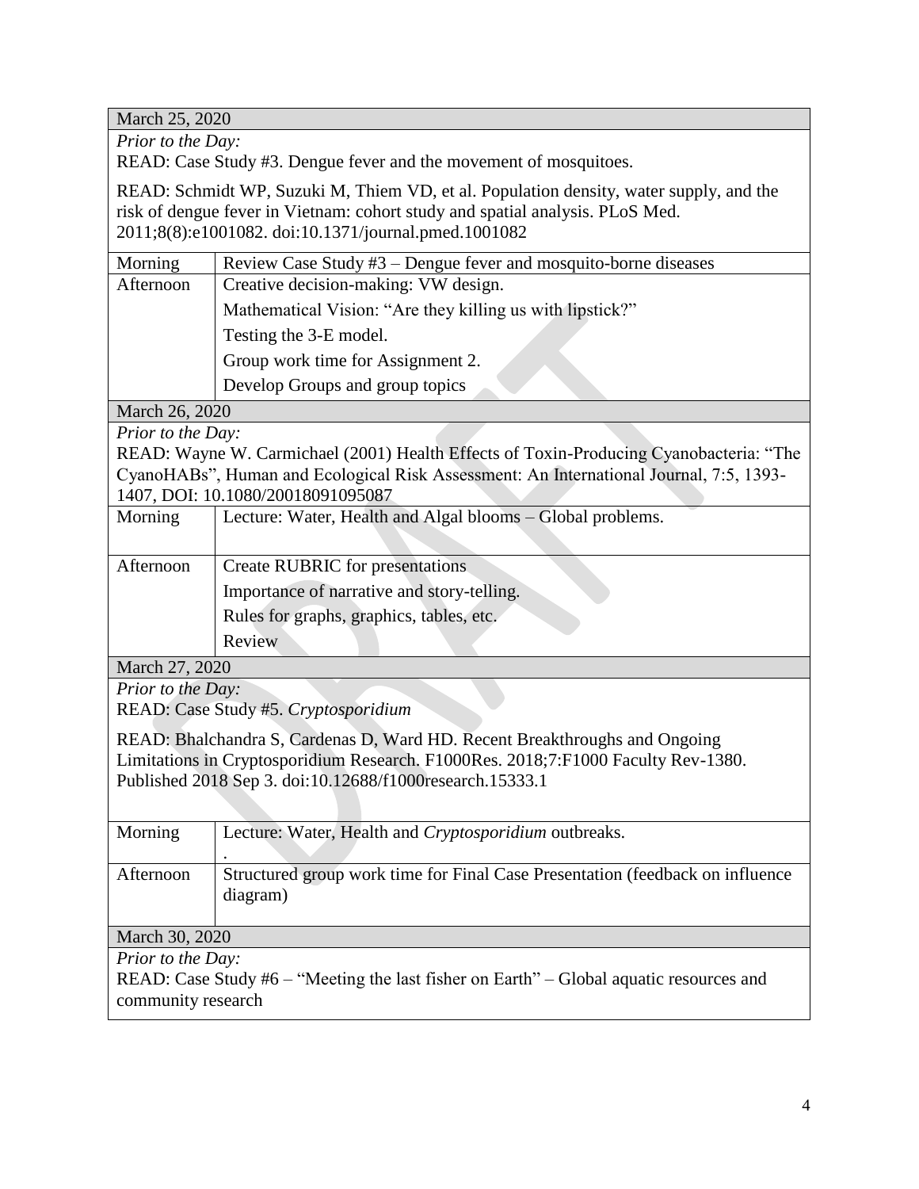| March 25, 2020 | |
|---|---|
| *Prior to the Day:*<br>READ: Case Study #3. Dengue fever and the movement of mosquitoes.<br>READ: Schmidt WP, Suzuki M, Thiem VD, et al. Population density, water supply, and the risk of dengue fever in Vietnam: cohort study and spatial analysis. PLoS Med. 2011;8(8):e1001082. doi:10.1371/journal.pmed.1001082 | |
| Morning | Review Case Study #3 – Dengue fever and mosquito-borne diseases |
| Afternoon | Creative decision-making: VW design.<br>Mathematical Vision: "Are they killing us with lipstick?"<br>Testing the 3-E model.<br>Group work time for Assignment 2.<br>Develop Groups and group topics |
| March 26, 2020 | |
| *Prior to the Day:*<br>READ: Wayne W. Carmichael (2001) Health Effects of Toxin-Producing Cyanobacteria: "The CyanoHABs", Human and Ecological Risk Assessment: An International Journal, 7:5, 1393-1407, DOI: 10.1080/20018091095087 | |
| Morning | Lecture: Water, Health and Algal blooms – Global problems. |
| Afternoon | Create RUBRIC for presentations<br>Importance of narrative and story-telling.<br>Rules for graphs, graphics, tables, etc.<br>Review |
| March 27, 2020 | |
| *Prior to the Day:*<br>READ: Case Study #5. *Cryptosporidium*<br>READ: Bhalchandra S, Cardenas D, Ward HD. Recent Breakthroughs and Ongoing Limitations in Cryptosporidium Research. F1000Res. 2018;7:F1000 Faculty Rev-1380. Published 2018 Sep 3. doi:10.12688/f1000research.15333.1 | |
| Morning | Lecture: Water, Health and *Cryptosporidium* outbreaks.<br>. |
| Afternoon | Structured group work time for Final Case Presentation (feedback on influence diagram) |
| March 30, 2020 | |
| *Prior to the Day:*<br>READ: Case Study #6 – "Meeting the last fisher on Earth" – Global aquatic resources and community research | |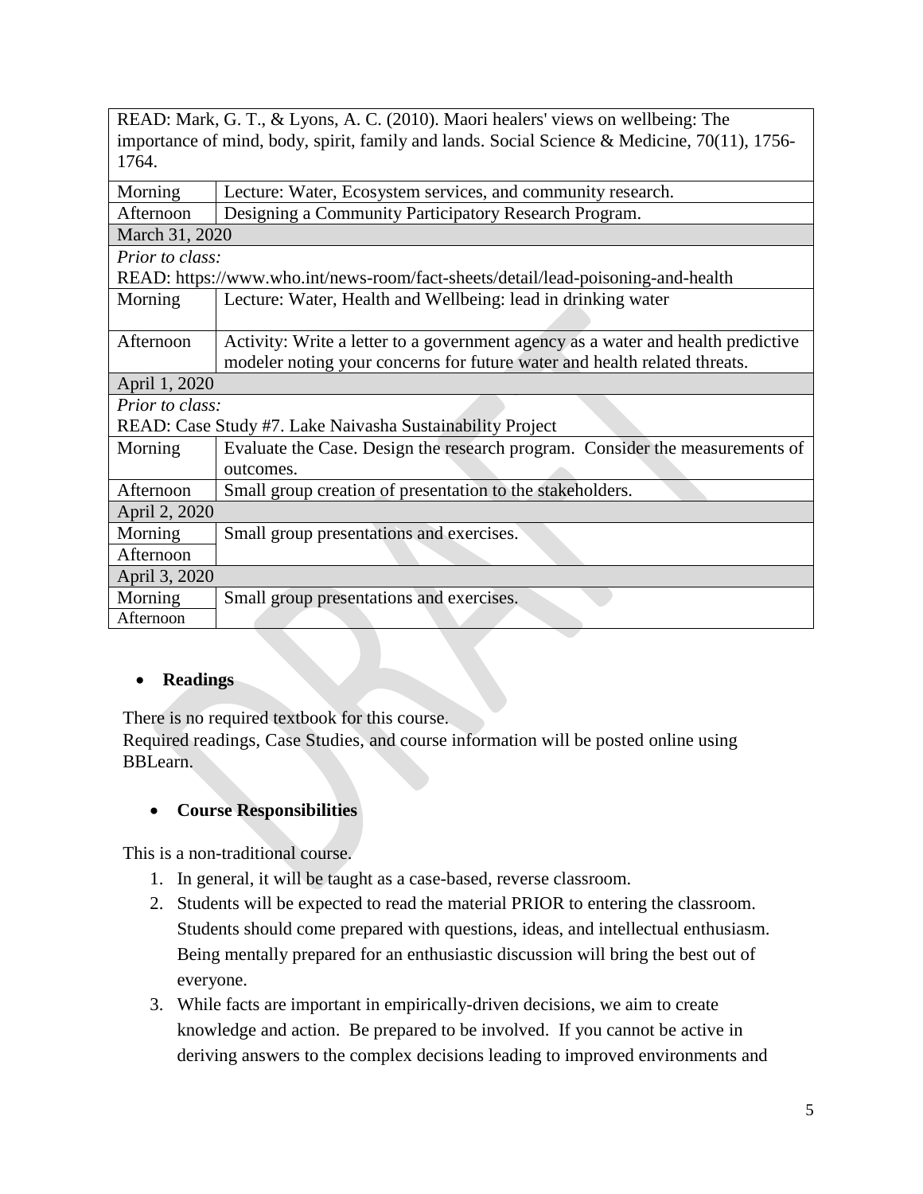| READ: Mark, G. T., & Lyons, A. C. (2010). Maori healers' views on wellbeing: The importance of mind, body, spirit, family and lands. Social Science & Medicine, 70(11), 1756-1764. | |
|---|---|
| Morning | Lecture: Water, Ecosystem services, and community research. |
| Afternoon | Designing a Community Participatory Research Program. |
| March 31, 2020 | |
| *Prior to class:* READ: https://www.who.int/news-room/fact-sheets/detail/lead-poisoning-and-health | |
| Morning | Lecture: Water, Health and Wellbeing: lead in drinking water |
| Afternoon | Activity: Write a letter to a government agency as a water and health predictive modeler noting your concerns for future water and health related threats. |
| April 1, 2020 | |
| *Prior to class:* READ: Case Study #7. Lake Naivasha Sustainability Project | |
| Morning | Evaluate the Case. Design the research program. Consider the measurements of outcomes. |
| Afternoon | Small group creation of presentation to the stakeholders. |
| April 2, 2020 | |
| Morning | Small group presentations and exercises. |
| Afternoon | |
| April 3, 2020 | |
| Morning | Small group presentations and exercises. |
| Afternoon | |

- **Readings**

There is no required textbook for this course.
Required readings, Case Studies, and course information will be posted online using BBLearn.

- **Course Responsibilities**

This is a non-traditional course.

1. In general, it will be taught as a case-based, reverse classroom.
2. Students will be expected to read the material PRIOR to entering the classroom. Students should come prepared with questions, ideas, and intellectual enthusiasm. Being mentally prepared for an enthusiastic discussion will bring the best out of everyone.
3. While facts are important in empirically-driven decisions, we aim to create knowledge and action. Be prepared to be involved. If you cannot be active in deriving answers to the complex decisions leading to improved environments and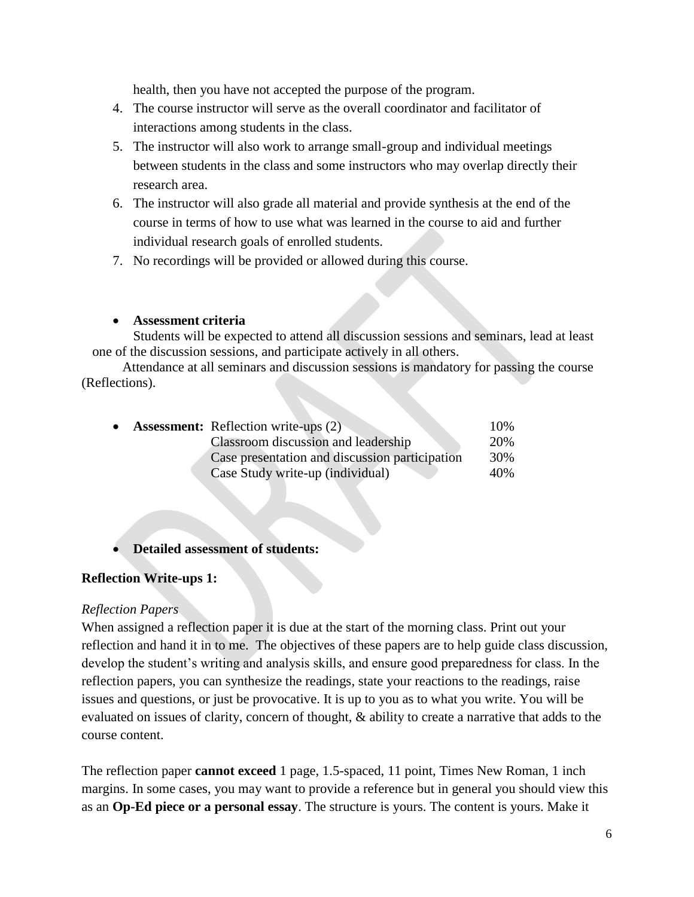health, then you have not accepted the purpose of the program.

4. The course instructor will serve as the overall coordinator and facilitator of interactions among students in the class.
5. The instructor will also work to arrange small-group and individual meetings between students in the class and some instructors who may overlap directly their research area.
6. The instructor will also grade all material and provide synthesis at the end of the course in terms of how to use what was learned in the course to aid and further individual research goals of enrolled students.
7. No recordings will be provided or allowed during this course.

- **Assessment criteria**

Students will be expected to attend all discussion sessions and seminars, lead at least one of the discussion sessions, and participate actively in all others.

Attendance at all seminars and discussion sessions is mandatory for passing the course (Reflections).

- **Assessment:**

| | |
|---|---|
| Reflection write-ups (2) | 10% |
| Classroom discussion and leadership | 20% |
| Case presentation and discussion participation | 30% |
| Case Study write-up (individual) | 40% |

- **Detailed assessment of students:**

**Reflection Write-ups 1:**

*Reflection Papers*

When assigned a reflection paper it is due at the start of the morning class. Print out your reflection and hand it in to me. The objectives of these papers are to help guide class discussion, develop the student's writing and analysis skills, and ensure good preparedness for class. In the reflection papers, you can synthesize the readings, state your reactions to the readings, raise issues and questions, or just be provocative. It is up to you as to what you write. You will be evaluated on issues of clarity, concern of thought, & ability to create a narrative that adds to the course content.

The reflection paper **cannot exceed** 1 page, 1.5-spaced, 11 point, Times New Roman, 1 inch margins. In some cases, you may want to provide a reference but in general you should view this as an **Op-Ed piece or a personal essay**. The structure is yours. The content is yours. Make it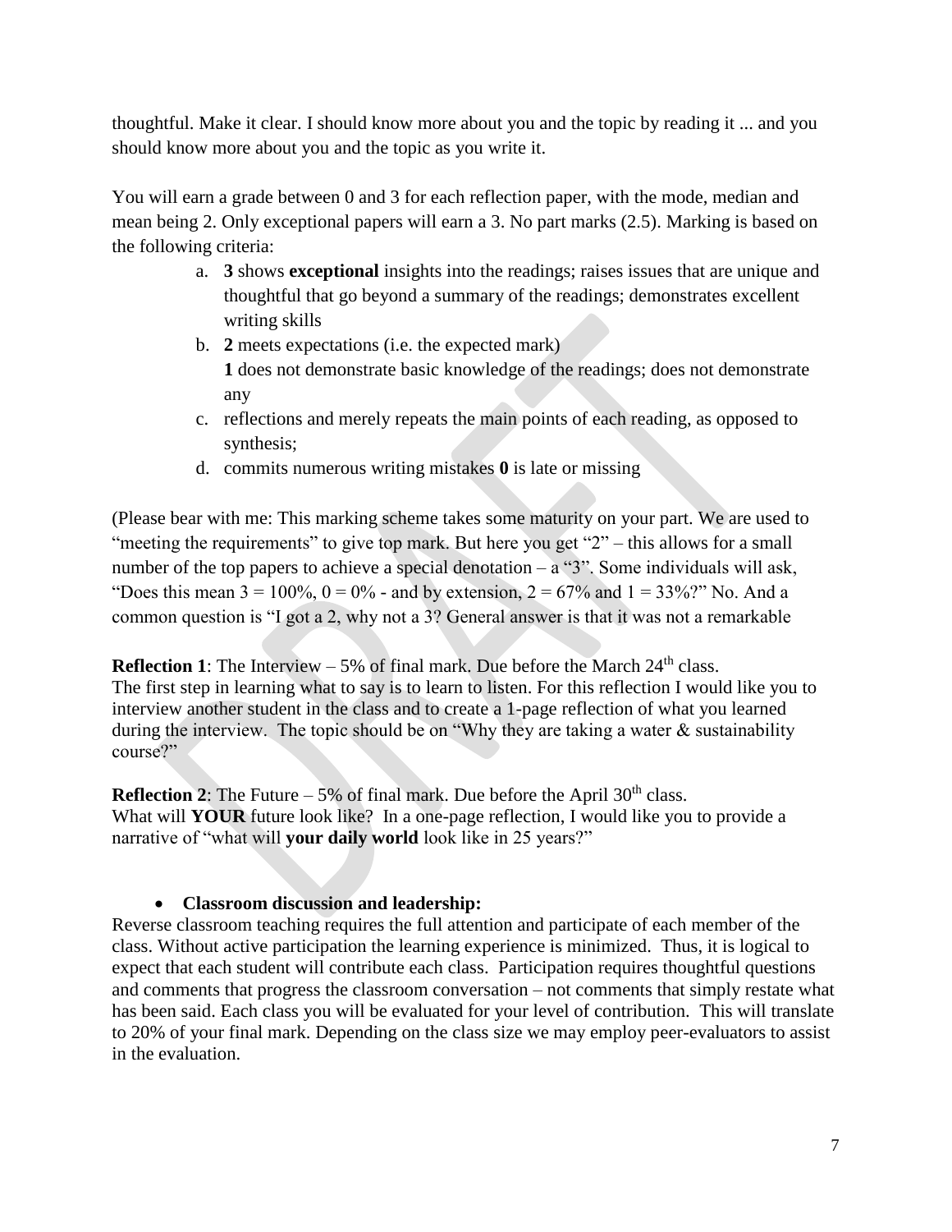thoughtful. Make it clear. I should know more about you and the topic by reading it ... and you should know more about you and the topic as you write it.

You will earn a grade between 0 and 3 for each reflection paper, with the mode, median and mean being 2. Only exceptional papers will earn a 3. No part marks (2.5). Marking is based on the following criteria:

a. **3** shows **exceptional** insights into the readings; raises issues that are unique and thoughtful that go beyond a summary of the readings; demonstrates excellent writing skills
b. **2** meets expectations (i.e. the expected mark)
   **1** does not demonstrate basic knowledge of the readings; does not demonstrate any
c. reflections and merely repeats the main points of each reading, as opposed to synthesis;
d. commits numerous writing mistakes **0** is late or missing

(Please bear with me: This marking scheme takes some maturity on your part. We are used to "meeting the requirements" to give top mark. But here you get "2" – this allows for a small number of the top papers to achieve a special denotation – a "3". Some individuals will ask, "Does this mean 3 = 100%, 0 = 0% - and by extension, 2 = 67% and 1 = 33%?" No. And a common question is "I got a 2, why not a 3? General answer is that it was not a remarkable

**Reflection 1**: The Interview – 5% of final mark. Due before the March 24th class.
The first step in learning what to say is to learn to listen. For this reflection I would like you to interview another student in the class and to create a 1-page reflection of what you learned during the interview. The topic should be on "Why they are taking a water & sustainability course?"

**Reflection 2**: The Future – 5% of final mark. Due before the April 30th class.
What will **YOUR** future look like? In a one-page reflection, I would like you to provide a narrative of "what will **your daily world** look like in 25 years?"

- **Classroom discussion and leadership:**

Reverse classroom teaching requires the full attention and participate of each member of the class. Without active participation the learning experience is minimized. Thus, it is logical to expect that each student will contribute each class. Participation requires thoughtful questions and comments that progress the classroom conversation – not comments that simply restate what has been said. Each class you will be evaluated for your level of contribution. This will translate to 20% of your final mark. Depending on the class size we may employ peer-evaluators to assist in the evaluation.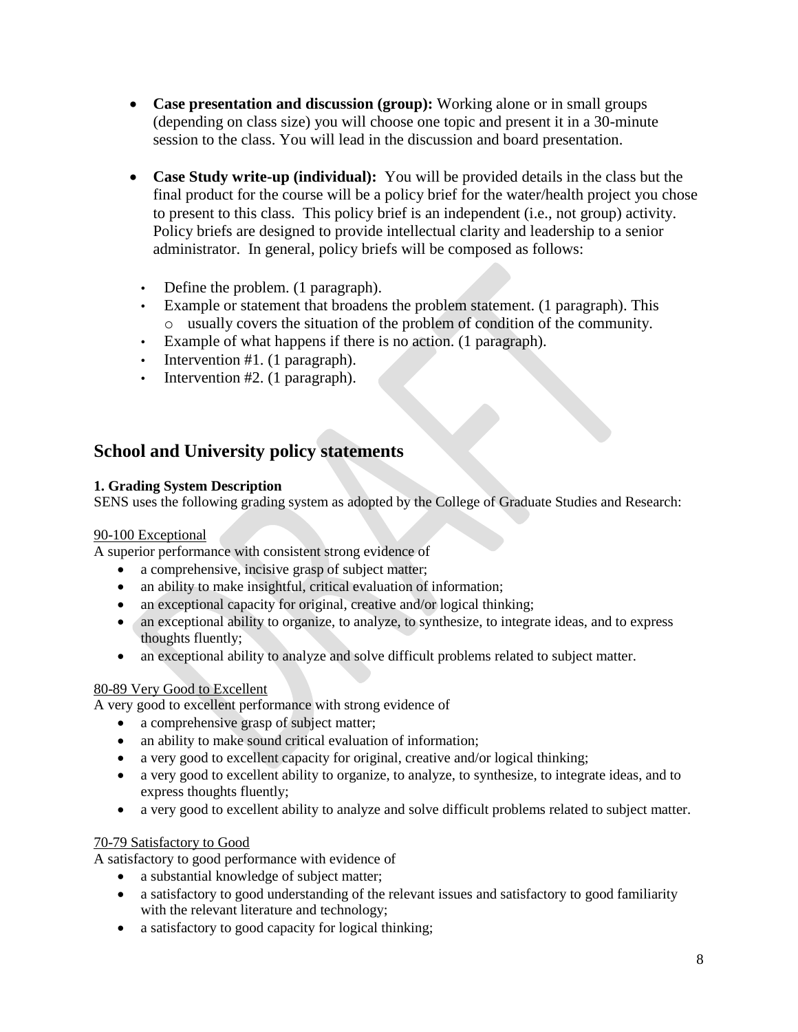- **Case presentation and discussion (group):** Working alone or in small groups (depending on class size) you will choose one topic and present it in a 30-minute session to the class. You will lead in the discussion and board presentation.

- **Case Study write-up (individual):** You will be provided details in the class but the final product for the course will be a policy brief for the water/health project you chose to present to this class. This policy brief is an independent (i.e., not group) activity. Policy briefs are designed to provide intellectual clarity and leadership to a senior administrator. In general, policy briefs will be composed as follows:

  - Define the problem. (1 paragraph).
  - Example or statement that broadens the problem statement. (1 paragraph). This
    - usually covers the situation of the problem of condition of the community.
  - Example of what happens if there is no action. (1 paragraph).
  - Intervention #1. (1 paragraph).
  - Intervention #2. (1 paragraph).

## School and University policy statements

**1. Grading System Description**

SENS uses the following grading system as adopted by the College of Graduate Studies and Research:

<u>90-100 Exceptional</u>

A superior performance with consistent strong evidence of

- a comprehensive, incisive grasp of subject matter;
- an ability to make insightful, critical evaluation of information;
- an exceptional capacity for original, creative and/or logical thinking;
- an exceptional ability to organize, to analyze, to synthesize, to integrate ideas, and to express thoughts fluently;
- an exceptional ability to analyze and solve difficult problems related to subject matter.

<u>80-89 Very Good to Excellent</u>

A very good to excellent performance with strong evidence of

- a comprehensive grasp of subject matter;
- an ability to make sound critical evaluation of information;
- a very good to excellent capacity for original, creative and/or logical thinking;
- a very good to excellent ability to organize, to analyze, to synthesize, to integrate ideas, and to express thoughts fluently;
- a very good to excellent ability to analyze and solve difficult problems related to subject matter.

<u>70-79 Satisfactory to Good</u>

A satisfactory to good performance with evidence of

- a substantial knowledge of subject matter;
- a satisfactory to good understanding of the relevant issues and satisfactory to good familiarity with the relevant literature and technology;
- a satisfactory to good capacity for logical thinking;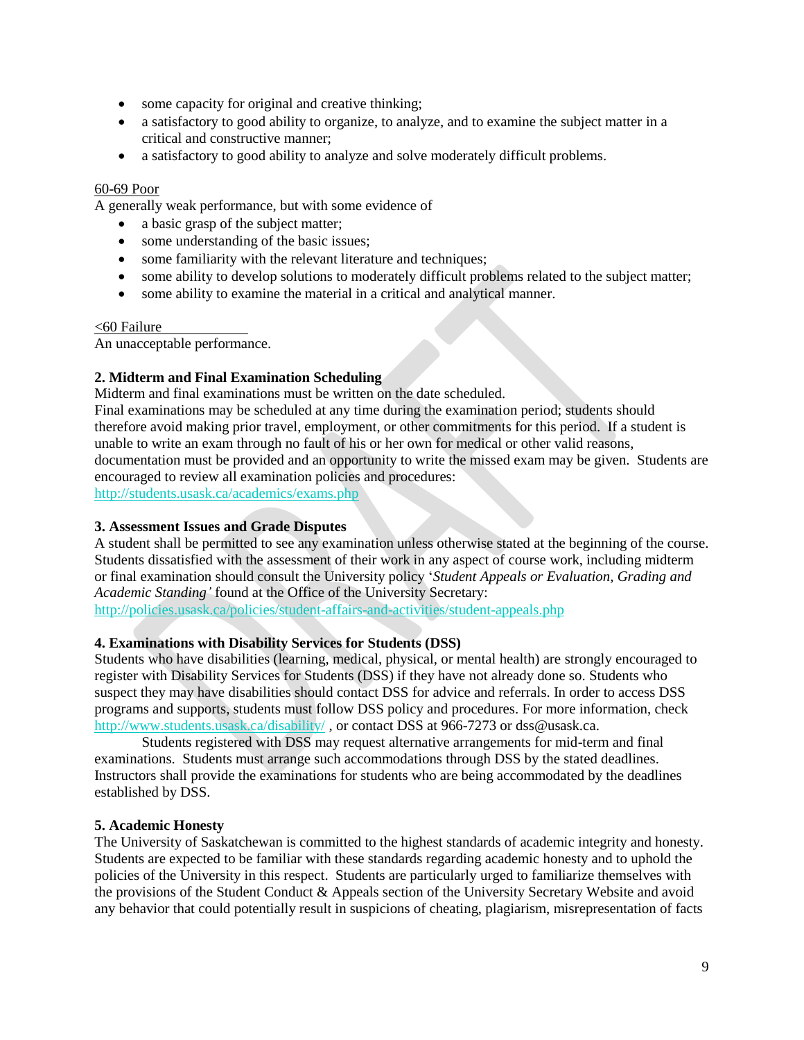- some capacity for original and creative thinking;
- a satisfactory to good ability to organize, to analyze, and to examine the subject matter in a critical and constructive manner;
- a satisfactory to good ability to analyze and solve moderately difficult problems.

60-69 Poor

A generally weak performance, but with some evidence of

- a basic grasp of the subject matter;
- some understanding of the basic issues;
- some familiarity with the relevant literature and techniques;
- some ability to develop solutions to moderately difficult problems related to the subject matter;
- some ability to examine the material in a critical and analytical manner.

<60 Failure

An unacceptable performance.

**2. Midterm and Final Examination Scheduling**

Midterm and final examinations must be written on the date scheduled.

Final examinations may be scheduled at any time during the examination period; students should therefore avoid making prior travel, employment, or other commitments for this period. If a student is unable to write an exam through no fault of his or her own for medical or other valid reasons, documentation must be provided and an opportunity to write the missed exam may be given. Students are encouraged to review all examination policies and procedures:
http://students.usask.ca/academics/exams.php

**3. Assessment Issues and Grade Disputes**

A student shall be permitted to see any examination unless otherwise stated at the beginning of the course. Students dissatisfied with the assessment of their work in any aspect of course work, including midterm or final examination should consult the University policy '*Student Appeals or Evaluation, Grading and Academic Standing'* found at the Office of the University Secretary:
http://policies.usask.ca/policies/student-affairs-and-activities/student-appeals.php

**4. Examinations with Disability Services for Students (DSS)**

Students who have disabilities (learning, medical, physical, or mental health) are strongly encouraged to register with Disability Services for Students (DSS) if they have not already done so. Students who suspect they may have disabilities should contact DSS for advice and referrals. In order to access DSS programs and supports, students must follow DSS policy and procedures. For more information, check http://www.students.usask.ca/disability/ , or contact DSS at 966-7273 or dss@usask.ca.

Students registered with DSS may request alternative arrangements for mid-term and final examinations. Students must arrange such accommodations through DSS by the stated deadlines. Instructors shall provide the examinations for students who are being accommodated by the deadlines established by DSS.

**5. Academic Honesty**

The University of Saskatchewan is committed to the highest standards of academic integrity and honesty. Students are expected to be familiar with these standards regarding academic honesty and to uphold the policies of the University in this respect. Students are particularly urged to familiarize themselves with the provisions of the Student Conduct & Appeals section of the University Secretary Website and avoid any behavior that could potentially result in suspicions of cheating, plagiarism, misrepresentation of facts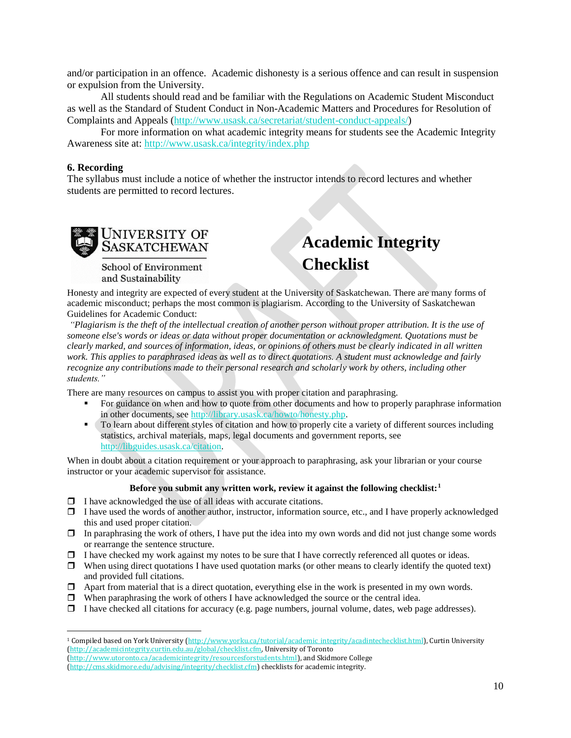and/or participation in an offence. Academic dishonesty is a serious offence and can result in suspension or expulsion from the University.

All students should read and be familiar with the Regulations on Academic Student Misconduct as well as the Standard of Student Conduct in Non-Academic Matters and Procedures for Resolution of Complaints and Appeals (http://www.usask.ca/secretariat/student-conduct-appeals/)

For more information on what academic integrity means for students see the Academic Integrity Awareness site at: http://www.usask.ca/integrity/index.php

**6. Recording**

The syllabus must include a notice of whether the instructor intends to record lectures and whether students are permitted to record lectures.

UNIVERSITY OF SASKATCHEWAN

School of Environment and Sustainability

# Academic Integrity Checklist

Honesty and integrity are expected of every student at the University of Saskatchewan. There are many forms of academic misconduct; perhaps the most common is plagiarism. According to the University of Saskatchewan Guidelines for Academic Conduct:

*"Plagiarism is the theft of the intellectual creation of another person without proper attribution. It is the use of someone else's words or ideas or data without proper documentation or acknowledgment. Quotations must be clearly marked, and sources of information, ideas, or opinions of others must be clearly indicated in all written work. This applies to paraphrased ideas as well as to direct quotations. A student must acknowledge and fairly recognize any contributions made to their personal research and scholarly work by others, including other students."*

There are many resources on campus to assist you with proper citation and paraphrasing.

- For guidance on when and how to quote from other documents and how to properly paraphrase information in other documents, see http://library.usask.ca/howto/honesty.php.
- To learn about different styles of citation and how to properly cite a variety of different sources including statistics, archival materials, maps, legal documents and government reports, see http://libguides.usask.ca/citation.

When in doubt about a citation requirement or your approach to paraphrasing, ask your librarian or your course instructor or your academic supervisor for assistance.

**Before you submit any written work, review it against the following checklist:**[1]

- ❒ I have acknowledged the use of all ideas with accurate citations.
- ❒ I have used the words of another author, instructor, information source, etc., and I have properly acknowledged this and used proper citation.
- ❒ In paraphrasing the work of others, I have put the idea into my own words and did not just change some words or rearrange the sentence structure.
- ❒ I have checked my work against my notes to be sure that I have correctly referenced all quotes or ideas.
- ❒ When using direct quotations I have used quotation marks (or other means to clearly identify the quoted text) and provided full citations.
- ❒ Apart from material that is a direct quotation, everything else in the work is presented in my own words.
- ❒ When paraphrasing the work of others I have acknowledged the source or the central idea.
- ❒ I have checked all citations for accuracy (e.g. page numbers, journal volume, dates, web page addresses).

---

[1] Compiled based on York University (http://www.yorku.ca/tutorial/academic_integrity/acadintechecklist.html), Curtin University (http://academicintegrity.curtin.edu.au/global/checklist.cfm, University of Toronto (http://www.utoronto.ca/academicintegrity/resourcesforstudents.html), and Skidmore College (http://cms.skidmore.edu/advising/integrity/checklist.cfm) checklists for academic integrity.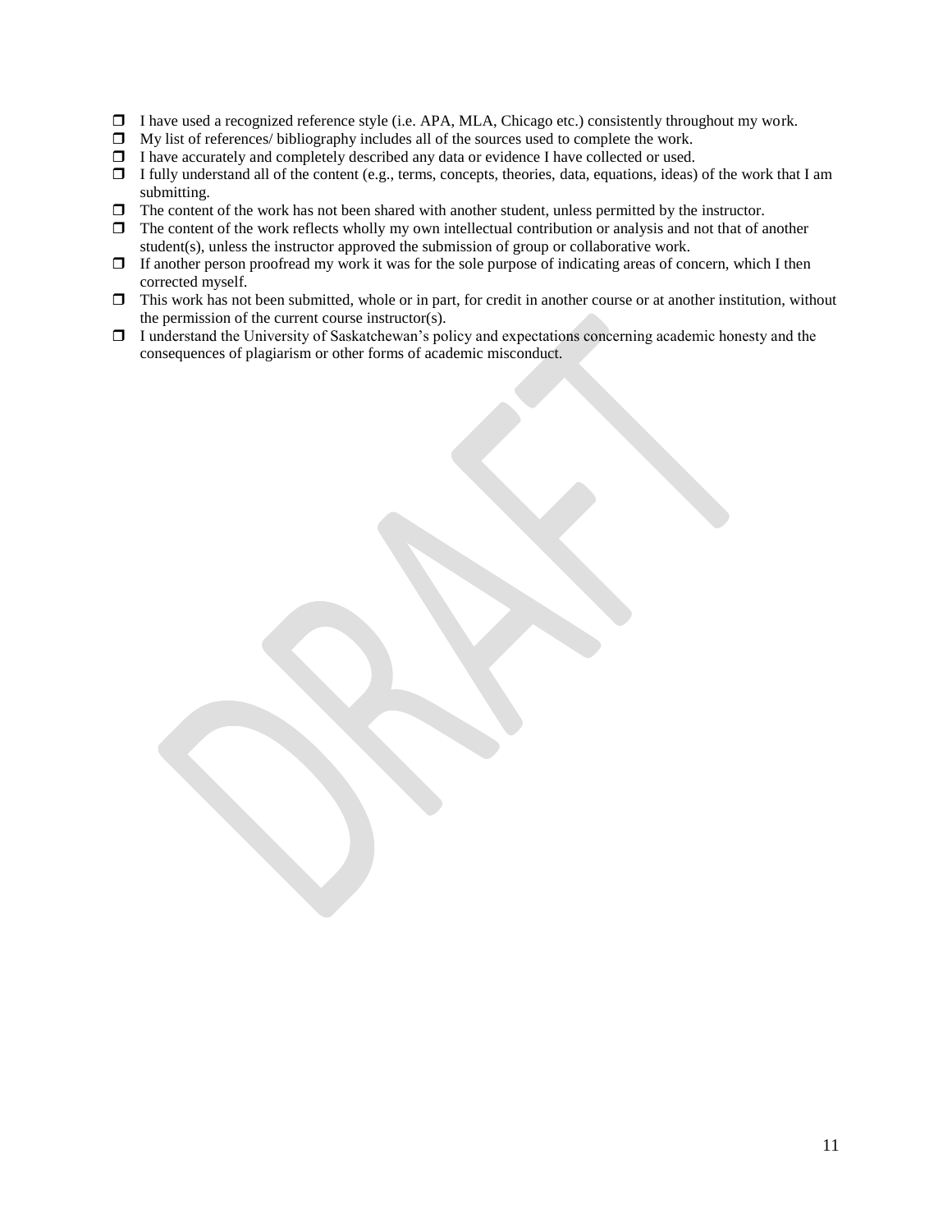- ❒ I have used a recognized reference style (i.e. APA, MLA, Chicago etc.) consistently throughout my work.
- ❒ My list of references/ bibliography includes all of the sources used to complete the work.
- ❒ I have accurately and completely described any data or evidence I have collected or used.
- ❒ I fully understand all of the content (e.g., terms, concepts, theories, data, equations, ideas) of the work that I am submitting.
- ❒ The content of the work has not been shared with another student, unless permitted by the instructor.
- ❒ The content of the work reflects wholly my own intellectual contribution or analysis and not that of another student(s), unless the instructor approved the submission of group or collaborative work.
- ❒ If another person proofread my work it was for the sole purpose of indicating areas of concern, which I then corrected myself.
- ❒ This work has not been submitted, whole or in part, for credit in another course or at another institution, without the permission of the current course instructor(s).
- ❒ I understand the University of Saskatchewan's policy and expectations concerning academic honesty and the consequences of plagiarism or other forms of academic misconduct.